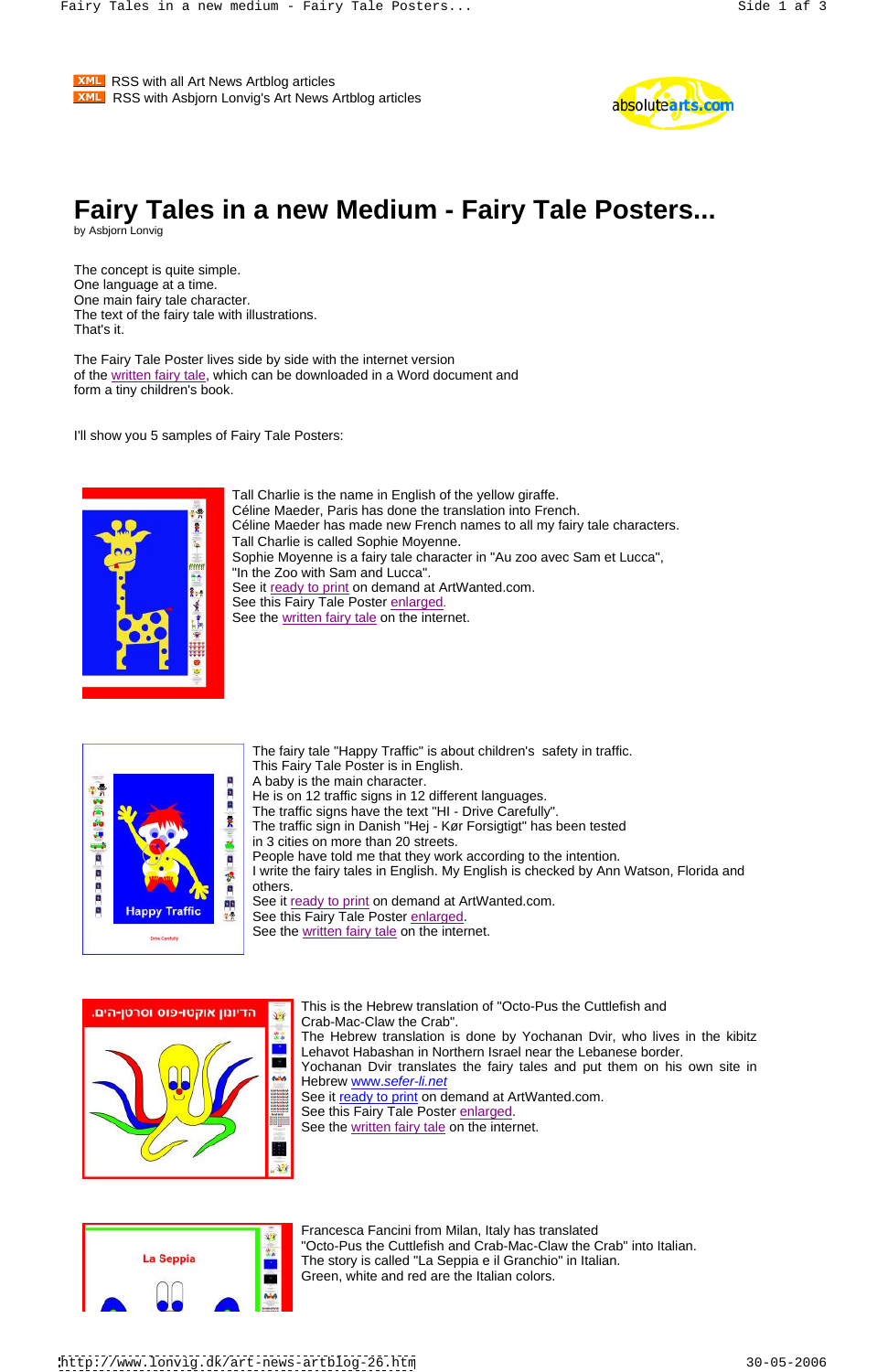XML RSS with all Art News Artblog articles
XML RSS with Asbjorn Lonvig's Art News Artblog articles

# Fairy Tales in a new Medium - Fairy Tale Posters...

by Asbjorn Lonvig

The concept is quite simple.
One language at a time.
One main fairy tale character.
The text of the fairy tale with illustrations.
That's it.

The Fairy Tale Poster lives side by side with the internet version of the written fairy tale, which can be downloaded in a Word document and form a tiny children's book.

I'll show you 5 samples of Fairy Tale Posters:

Tall Charlie is the name in English of the yellow giraffe.
Céline Maeder, Paris has done the translation into French.
Céline Maeder has made new French names to all my fairy tale characters.
Tall Charlie is called Sophie Moyenne.
Sophie Moyenne is a fairy tale character in "Au zoo avec Sam et Lucca", "In the Zoo with Sam and Lucca".
See it ready to print on demand at ArtWanted.com.
See this Fairy Tale Poster enlarged.
See the written fairy tale on the internet.

The fairy tale "Happy Traffic" is about children's safety in traffic.
This Fairy Tale Poster is in English.
A baby is the main character.
He is on 12 traffic signs in 12 different languages.
The traffic signs have the text "HI - Drive Carefully".
The traffic sign in Danish "Hej - Kør Forsigtigt" has been tested in 3 cities on more than 20 streets.
People have told me that they work according to the intention.
I write the fairy tales in English. My English is checked by Ann Watson, Florida and others.
See it ready to print on demand at ArtWanted.com.
See this Fairy Tale Poster enlarged.
See the written fairy tale on the internet.

This is the Hebrew translation of "Octo-Pus the Cuttlefish and Crab-Mac-Claw the Crab".
The Hebrew translation is done by Yochanan Dvir, who lives in the kibitz Lehavot Habashan in Northern Israel near the Lebanese border.
Yochanan Dvir translates the fairy tales and put them on his own site in Hebrew www.sefer-li.net
See it ready to print on demand at ArtWanted.com.
See this Fairy Tale Poster enlarged.
See the written fairy tale on the internet.

Francesca Fancini from Milan, Italy has translated "Octo-Pus the Cuttlefish and Crab-Mac-Claw the Crab" into Italian.
The story is called "La Seppia e il Granchio" in Italian.
Green, white and red are the Italian colors.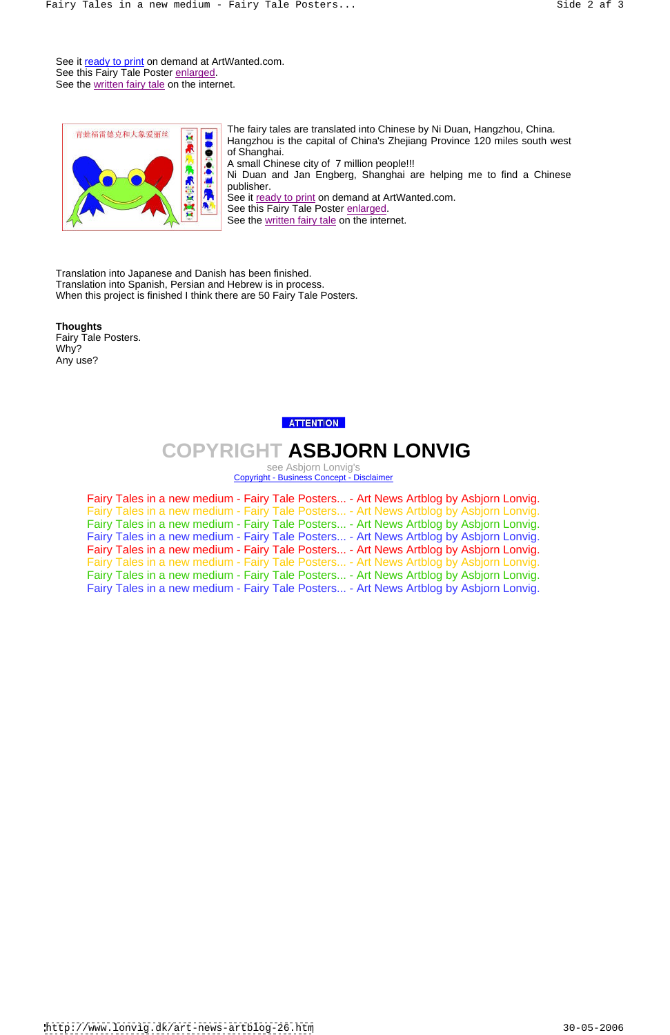See it ready to print on demand at ArtWanted.com.
See this Fairy Tale Poster enlarged.
See the written fairy tale on the internet.

The fairy tales are translated into Chinese by Ni Duan, Hangzhou, China.
Hangzhou is the capital of China's Zhejiang Province 120 miles south west of Shanghai.
A small Chinese city of 7 million people!!!
Ni Duan and Jan Engberg, Shanghai are helping me to find a Chinese publisher.
See it ready to print on demand at ArtWanted.com.
See this Fairy Tale Poster enlarged.
See the written fairy tale on the internet.

Translation into Japanese and Danish has been finished.
Translation into Spanish, Persian and Hebrew is in process.
When this project is finished I think there are 50 Fairy Tale Posters.

**Thoughts**
Fairy Tale Posters.
Why?
Any use?

ATTENTION

## COPYRIGHT ASBJORN LONVIG

see Asbjorn Lonvig's
Copyright - Business Concept - Disclaimer

Fairy Tales in a new medium - Fairy Tale Posters... - Art News Artblog by Asbjorn Lonvig.
Fairy Tales in a new medium - Fairy Tale Posters... - Art News Artblog by Asbjorn Lonvig.
Fairy Tales in a new medium - Fairy Tale Posters... - Art News Artblog by Asbjorn Lonvig.
Fairy Tales in a new medium - Fairy Tale Posters... - Art News Artblog by Asbjorn Lonvig.
Fairy Tales in a new medium - Fairy Tale Posters... - Art News Artblog by Asbjorn Lonvig.
Fairy Tales in a new medium - Fairy Tale Posters... - Art News Artblog by Asbjorn Lonvig.
Fairy Tales in a new medium - Fairy Tale Posters... - Art News Artblog by Asbjorn Lonvig.
Fairy Tales in a new medium - Fairy Tale Posters... - Art News Artblog by Asbjorn Lonvig.